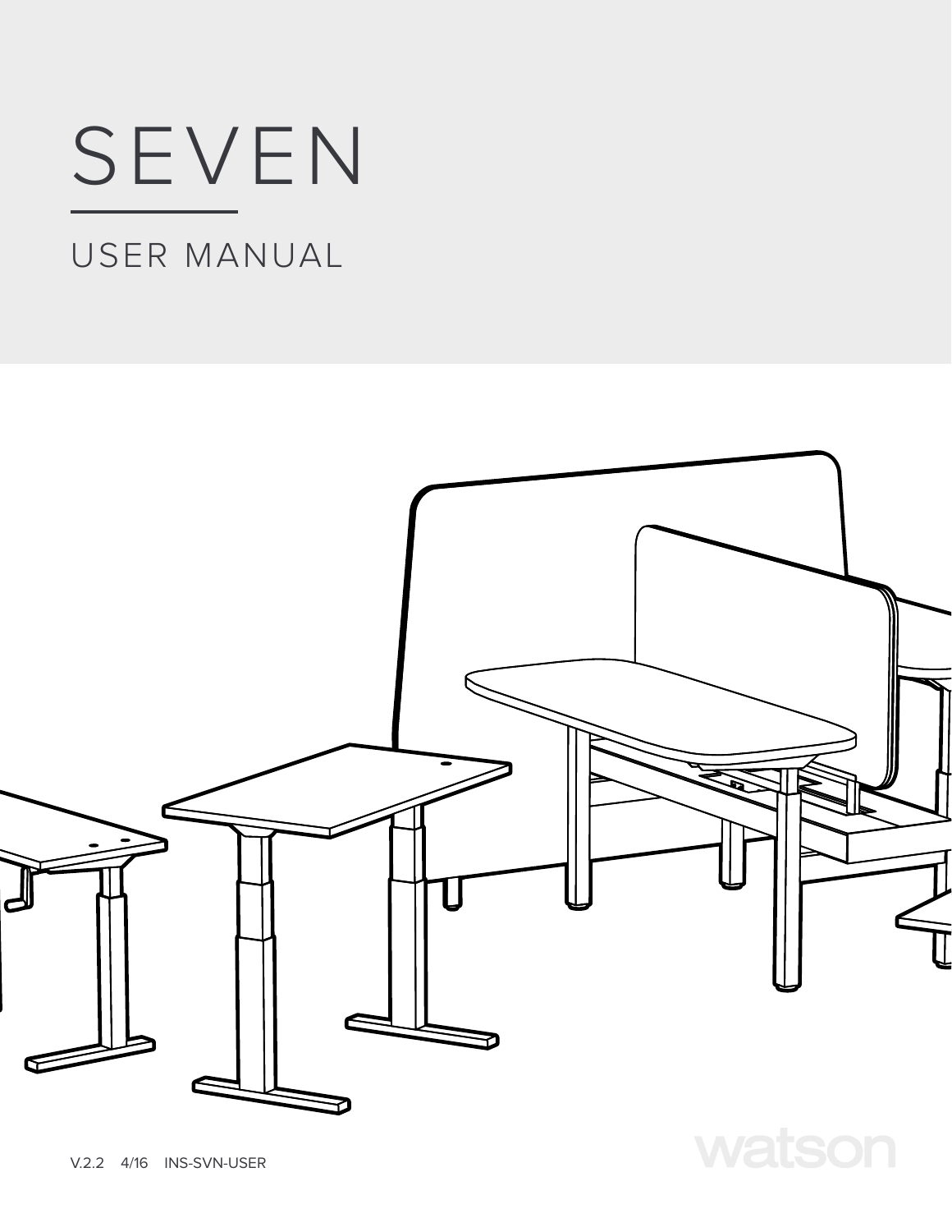# SEVEN

## USER MANUAL

V.2.2 4/16 INS-SVN-USER

watson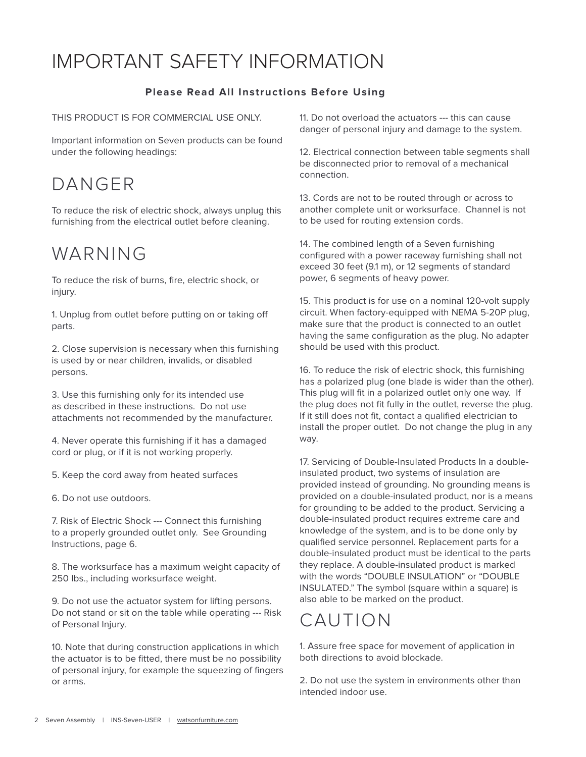# IMPORTANT SAFETY INFORMATION

**Please Read All Instructions Before Using**

THIS PRODUCT IS FOR COMMERCIAL USE ONLY.

Important information on Seven products can be found under the following headings:

## DANGER

To reduce the risk of electric shock, always unplug this furnishing from the electrical outlet before cleaning.

## WARNING

To reduce the risk of burns, fire, electric shock, or injury.

1. Unplug from outlet before putting on or taking off parts.

2. Close supervision is necessary when this furnishing is used by or near children, invalids, or disabled persons.

3. Use this furnishing only for its intended use as described in these instructions. Do not use attachments not recommended by the manufacturer.

4. Never operate this furnishing if it has a damaged cord or plug, or if it is not working properly.

5. Keep the cord away from heated surfaces

6. Do not use outdoors.

7. Risk of Electric Shock --- Connect this furnishing to a properly grounded outlet only. See Grounding Instructions, page 6.

8. The worksurface has a maximum weight capacity of 250 lbs., including worksurface weight.

9. Do not use the actuator system for lifting persons. Do not stand or sit on the table while operating --- Risk of Personal Injury.

10. Note that during construction applications in which the actuator is to be fitted, there must be no possibility of personal injury, for example the squeezing of fingers or arms.

11. Do not overload the actuators --- this can cause danger of personal injury and damage to the system.

12. Electrical connection between table segments shall be disconnected prior to removal of a mechanical connection.

13. Cords are not to be routed through or across to another complete unit or worksurface. Channel is not to be used for routing extension cords.

14. The combined length of a Seven furnishing configured with a power raceway furnishing shall not exceed 30 feet (9.1 m), or 12 segments of standard power, 6 segments of heavy power.

15. This product is for use on a nominal 120-volt supply circuit. When factory-equipped with NEMA 5-20P plug, make sure that the product is connected to an outlet having the same configuration as the plug. No adapter should be used with this product.

16. To reduce the risk of electric shock, this furnishing has a polarized plug (one blade is wider than the other). This plug will fit in a polarized outlet only one way. If the plug does not fit fully in the outlet, reverse the plug. If it still does not fit, contact a qualified electrician to install the proper outlet. Do not change the plug in any way.

17. Servicing of Double-Insulated Products In a double-insulated product, two systems of insulation are provided instead of grounding. No grounding means is provided on a double-insulated product, nor is a means for grounding to be added to the product. Servicing a double-insulated product requires extreme care and knowledge of the system, and is to be done only by qualified service personnel. Replacement parts for a double-insulated product must be identical to the parts they replace. A double-insulated product is marked with the words "DOUBLE INSULATION" or "DOUBLE INSULATED." The symbol (square within a square) is also able to be marked on the product.

## CAUTION

1. Assure free space for movement of application in both directions to avoid blockade.

2. Do not use the system in environments other than intended indoor use.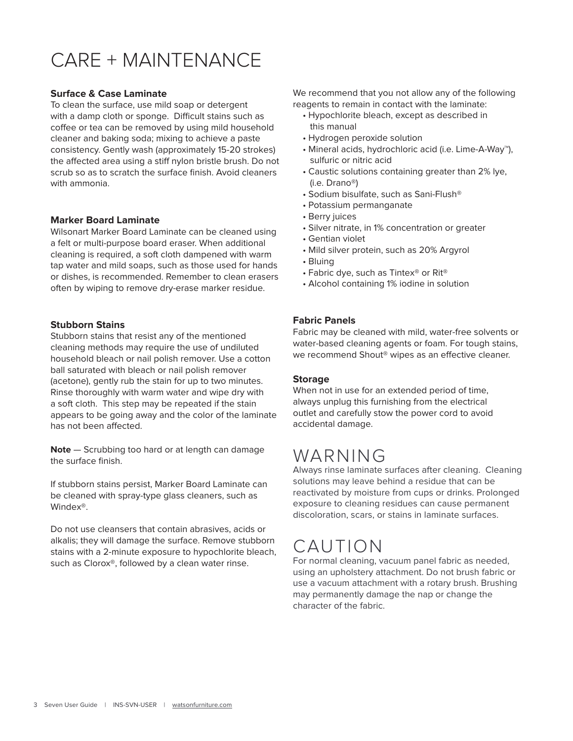# CARE + MAINTENANCE

### Surface & Case Laminate

To clean the surface, use mild soap or detergent with a damp cloth or sponge. Difficult stains such as coffee or tea can be removed by using mild household cleaner and baking soda; mixing to achieve a paste consistency. Gently wash (approximately 15-20 strokes) the affected area using a stiff nylon bristle brush. Do not scrub so as to scratch the surface finish. Avoid cleaners with ammonia.

### Marker Board Laminate

Wilsonart Marker Board Laminate can be cleaned using a felt or multi-purpose board eraser. When additional cleaning is required, a soft cloth dampened with warm tap water and mild soaps, such as those used for hands or dishes, is recommended. Remember to clean erasers often by wiping to remove dry-erase marker residue.

### Stubborn Stains

Stubborn stains that resist any of the mentioned cleaning methods may require the use of undiluted household bleach or nail polish remover. Use a cotton ball saturated with bleach or nail polish remover (acetone), gently rub the stain for up to two minutes. Rinse thoroughly with warm water and wipe dry with a soft cloth. This step may be repeated if the stain appears to be going away and the color of the laminate has not been affected.

**Note** — Scrubbing too hard or at length can damage the surface finish.

If stubborn stains persist, Marker Board Laminate can be cleaned with spray-type glass cleaners, such as Windex®.

Do not use cleansers that contain abrasives, acids or alkalis; they will damage the surface. Remove stubborn stains with a 2-minute exposure to hypochlorite bleach, such as Clorox®, followed by a clean water rinse.

We recommend that you not allow any of the following reagents to remain in contact with the laminate:

- Hypochlorite bleach, except as described in this manual
- Hydrogen peroxide solution
- Mineral acids, hydrochloric acid (i.e. Lime-A-Way™), sulfuric or nitric acid
- Caustic solutions containing greater than 2% lye, (i.e. Drano®)
- Sodium bisulfate, such as Sani-Flush®
- Potassium permanganate
- Berry juices
- Silver nitrate, in 1% concentration or greater
- Gentian violet
- Mild silver protein, such as 20% Argyrol
- Bluing
- Fabric dye, such as Tintex® or Rit®
- Alcohol containing 1% iodine in solution

### Fabric Panels

Fabric may be cleaned with mild, water-free solvents or water-based cleaning agents or foam. For tough stains, we recommend Shout® wipes as an effective cleaner.

### Storage

When not in use for an extended period of time, always unplug this furnishing from the electrical outlet and carefully stow the power cord to avoid accidental damage.

## WARNING

Always rinse laminate surfaces after cleaning. Cleaning solutions may leave behind a residue that can be reactivated by moisture from cups or drinks. Prolonged exposure to cleaning residues can cause permanent discoloration, scars, or stains in laminate surfaces.

## CAUTION

For normal cleaning, vacuum panel fabric as needed, using an upholstery attachment. Do not brush fabric or use a vacuum attachment with a rotary brush. Brushing may permanently damage the nap or change the character of the fabric.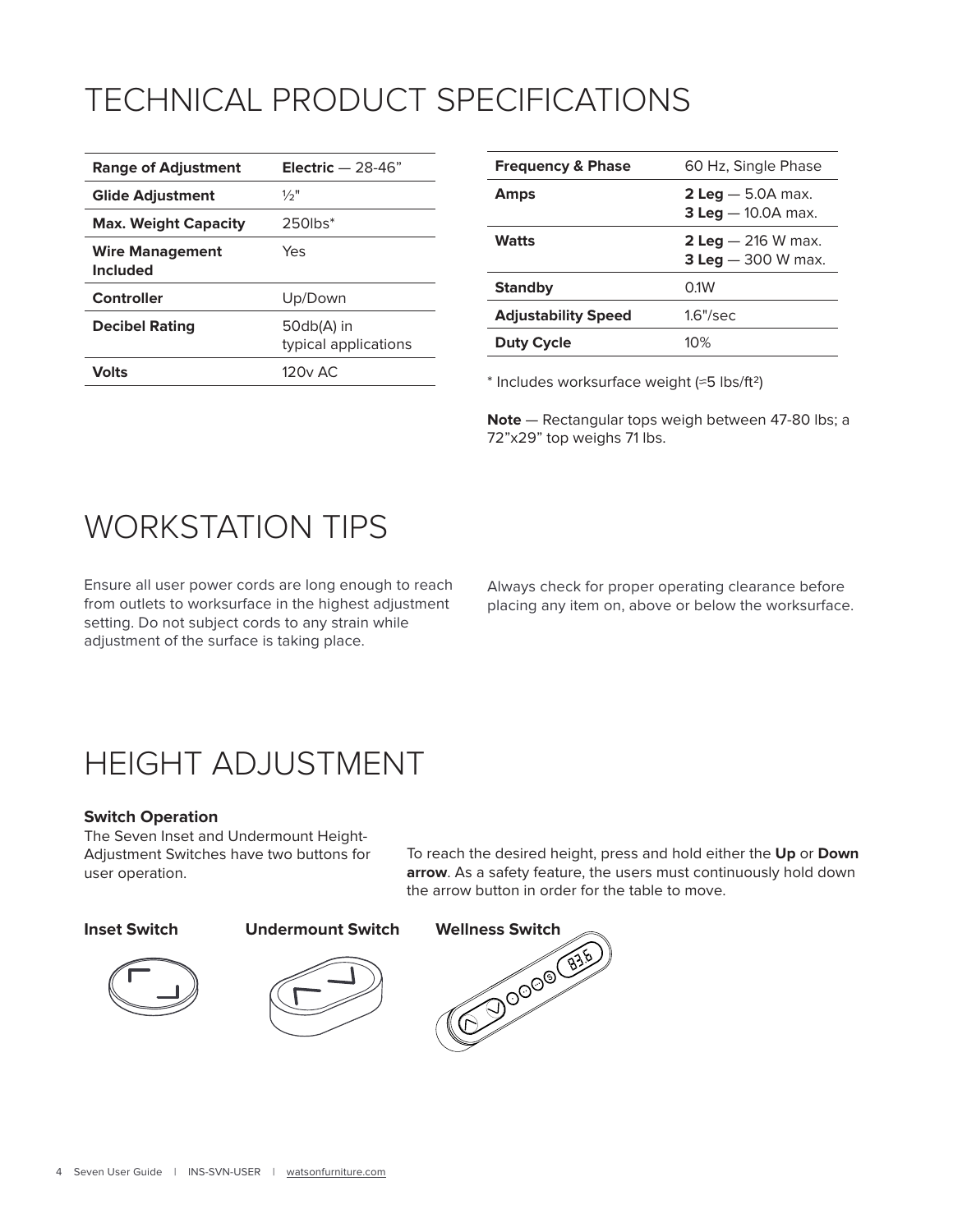# TECHNICAL PRODUCT SPECIFICATIONS

| | |
|---|---|
| **Range of Adjustment** | **Electric** — 28-46” |
| **Glide Adjustment** | ½" |
| **Max. Weight Capacity** | 250lbs* |
| **Wire Management Included** | Yes |
| **Controller** | Up/Down |
| **Decibel Rating** | 50db(A) in typical applications |
| **Volts** | 120v AC |

| | |
|---|---|
| **Frequency & Phase** | 60 Hz, Single Phase |
| **Amps** | **2 Leg** — 5.0A max.<br>**3 Leg** — 10.0A max. |
| **Watts** | **2 Leg** — 216 W max.<br>**3 Leg** — 300 W max. |
| **Standby** | 0.1W |
| **Adjustability Speed** | 1.6"/sec |
| **Duty Cycle** | 10% |

* Includes worksurface weight (≈5 lbs/ft²)

**Note** — Rectangular tops weigh between 47-80 lbs; a 72”x29” top weighs 71 lbs.

# WORKSTATION TIPS

Ensure all user power cords are long enough to reach from outlets to worksurface in the highest adjustment setting. Do not subject cords to any strain while adjustment of the surface is taking place.

Always check for proper operating clearance before placing any item on, above or below the worksurface.

# HEIGHT ADJUSTMENT

**Switch Operation**
The Seven Inset and Undermount Height-Adjustment Switches have two buttons for user operation.

To reach the desired height, press and hold either the **Up** or **Down arrow**. As a safety feature, the users must continuously hold down the arrow button in order for the table to move.

**Inset Switch**

**Undermount Switch**

**Wellness Switch**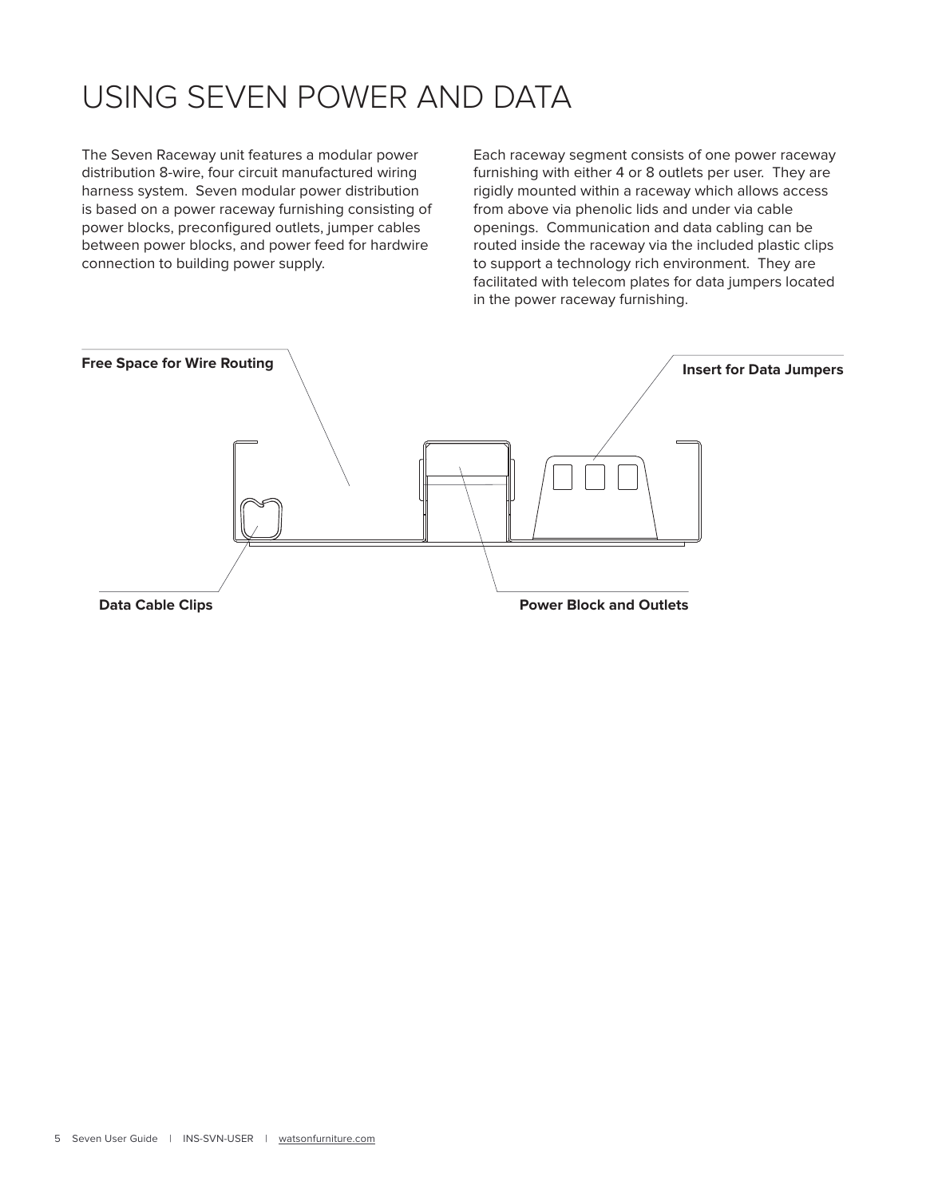# USING SEVEN POWER AND DATA

The Seven Raceway unit features a modular power distribution 8-wire, four circuit manufactured wiring harness system. Seven modular power distribution is based on a power raceway furnishing consisting of power blocks, preconfigured outlets, jumper cables between power blocks, and power feed for hardwire connection to building power supply.

Each raceway segment consists of one power raceway furnishing with either 4 or 8 outlets per user. They are rigidly mounted within a raceway which allows access from above via phenolic lids and under via cable openings. Communication and data cabling can be routed inside the raceway via the included plastic clips to support a technology rich environment. They are facilitated with telecom plates for data jumpers located in the power raceway furnishing.

**Free Space for Wire Routing**

**Insert for Data Jumpers**

**Data Cable Clips**

**Power Block and Outlets**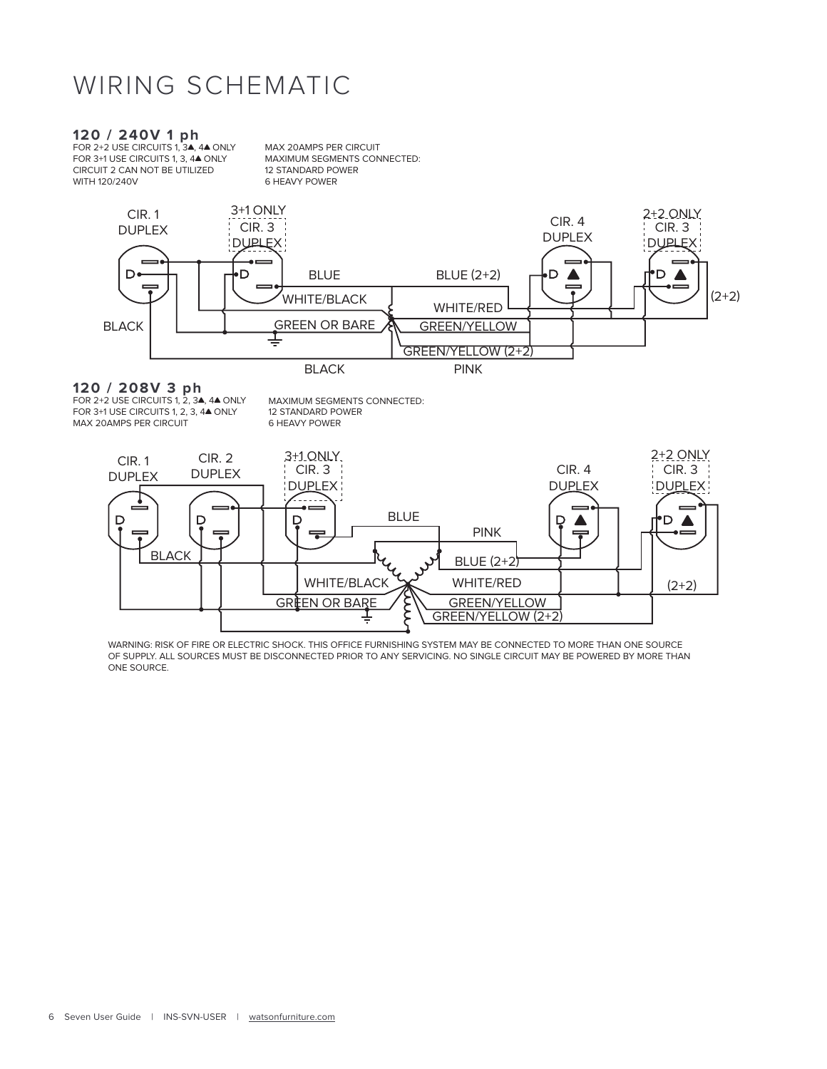# WIRING SCHEMATIC

## 120 / 240V 1 ph

FOR 2+2 USE CIRCUITS 1, 3▲, 4▲ ONLY
FOR 3+1 USE CIRCUITS 1, 3, 4▲ ONLY
CIRCUIT 2 CAN NOT BE UTILIZED WITH 120/240V

MAX 20AMPS PER CIRCUIT
MAXIMUM SEGMENTS CONNECTED:
12 STANDARD POWER
6 HEAVY POWER

CIR. 1 DUPLEX | 3+1 ONLY CIR. 3 DUPLEX | CIR. 4 DUPLEX | 2+2 ONLY CIR. 3 DUPLEX

BLUE | BLUE (2+2) | WHITE/BLACK | WHITE/RED | (2+2) | BLACK | GREEN OR BARE | GREEN/YELLOW | GREEN/YELLOW (2+2) | BLACK | PINK

## 120 / 208V 3 ph

FOR 2+2 USE CIRCUITS 1, 2, 3▲, 4▲ ONLY
FOR 3+1 USE CIRCUITS 1, 2, 3, 4▲ ONLY
MAX 20AMPS PER CIRCUIT

MAXIMUM SEGMENTS CONNECTED:
12 STANDARD POWER
6 HEAVY POWER

CIR. 1 DUPLEX | CIR. 2 DUPLEX | 3+1 ONLY CIR. 3 DUPLEX | CIR. 4 DUPLEX | 2+2 ONLY CIR. 3 DUPLEX

BLUE | PINK | BLACK | BLUE (2+2) | WHITE/BLACK | WHITE/RED | (2+2) | GREEN OR BARE | GREEN/YELLOW | GREEN/YELLOW (2+2)

WARNING: RISK OF FIRE OR ELECTRIC SHOCK. THIS OFFICE FURNISHING SYSTEM MAY BE CONNECTED TO MORE THAN ONE SOURCE OF SUPPLY. ALL SOURCES MUST BE DISCONNECTED PRIOR TO ANY SERVICING. NO SINGLE CIRCUIT MAY BE POWERED BY MORE THAN ONE SOURCE.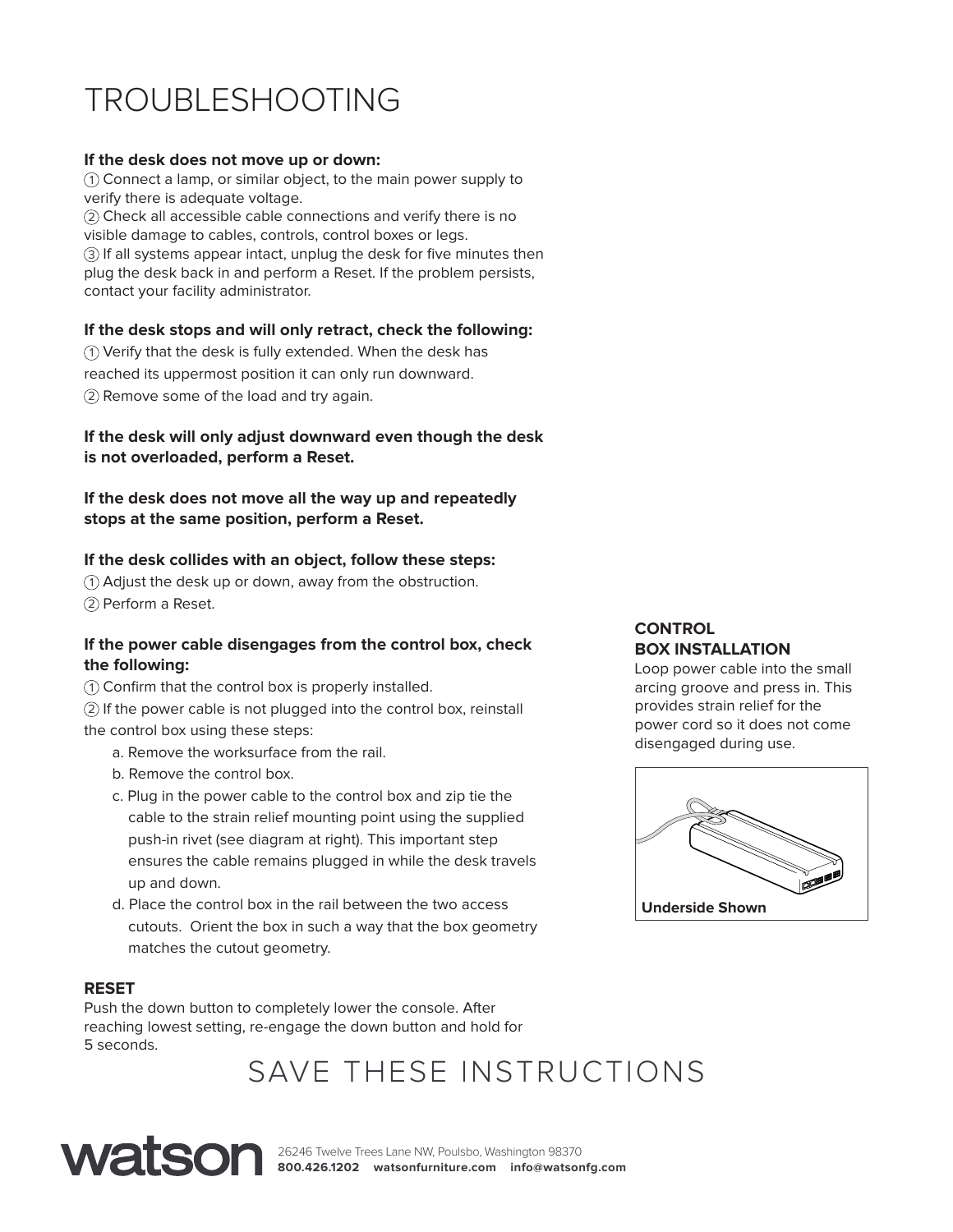# TROUBLESHOOTING

**If the desk does not move up or down:**

1. Connect a lamp, or similar object, to the main power supply to verify there is adequate voltage.
2. Check all accessible cable connections and verify there is no visible damage to cables, controls, control boxes or legs.
3. If all systems appear intact, unplug the desk for five minutes then plug the desk back in and perform a Reset. If the problem persists, contact your facility administrator.

**If the desk stops and will only retract, check the following:**

1. Verify that the desk is fully extended. When the desk has reached its uppermost position it can only run downward.
2. Remove some of the load and try again.

**If the desk will only adjust downward even though the desk is not overloaded, perform a Reset.**

**If the desk does not move all the way up and repeatedly stops at the same position, perform a Reset.**

**If the desk collides with an object, follow these steps:**

1. Adjust the desk up or down, away from the obstruction.
2. Perform a Reset.

**If the power cable disengages from the control box, check the following:**

1. Confirm that the control box is properly installed.
2. If the power cable is not plugged into the control box, reinstall the control box using these steps:
   a. Remove the worksurface from the rail.
   b. Remove the control box.
   c. Plug in the power cable to the control box and zip tie the cable to the strain relief mounting point using the supplied push-in rivet (see diagram at right). This important step ensures the cable remains plugged in while the desk travels up and down.
   d. Place the control box in the rail between the two access cutouts. Orient the box in such a way that the box geometry matches the cutout geometry.

**RESET**

Push the down button to completely lower the console. After reaching lowest setting, re-engage the down button and hold for 5 seconds.

**CONTROL BOX INSTALLATION**

Loop power cable into the small arcing groove and press in. This provides strain relief for the power cord so it does not come disengaged during use.

Underside Shown

SAVE THESE INSTRUCTIONS

watson

26246 Twelve Trees Lane NW, Poulsbo, Washington 98370
**800.426.1202 watsonfurniture.com info@watsonfg.com**